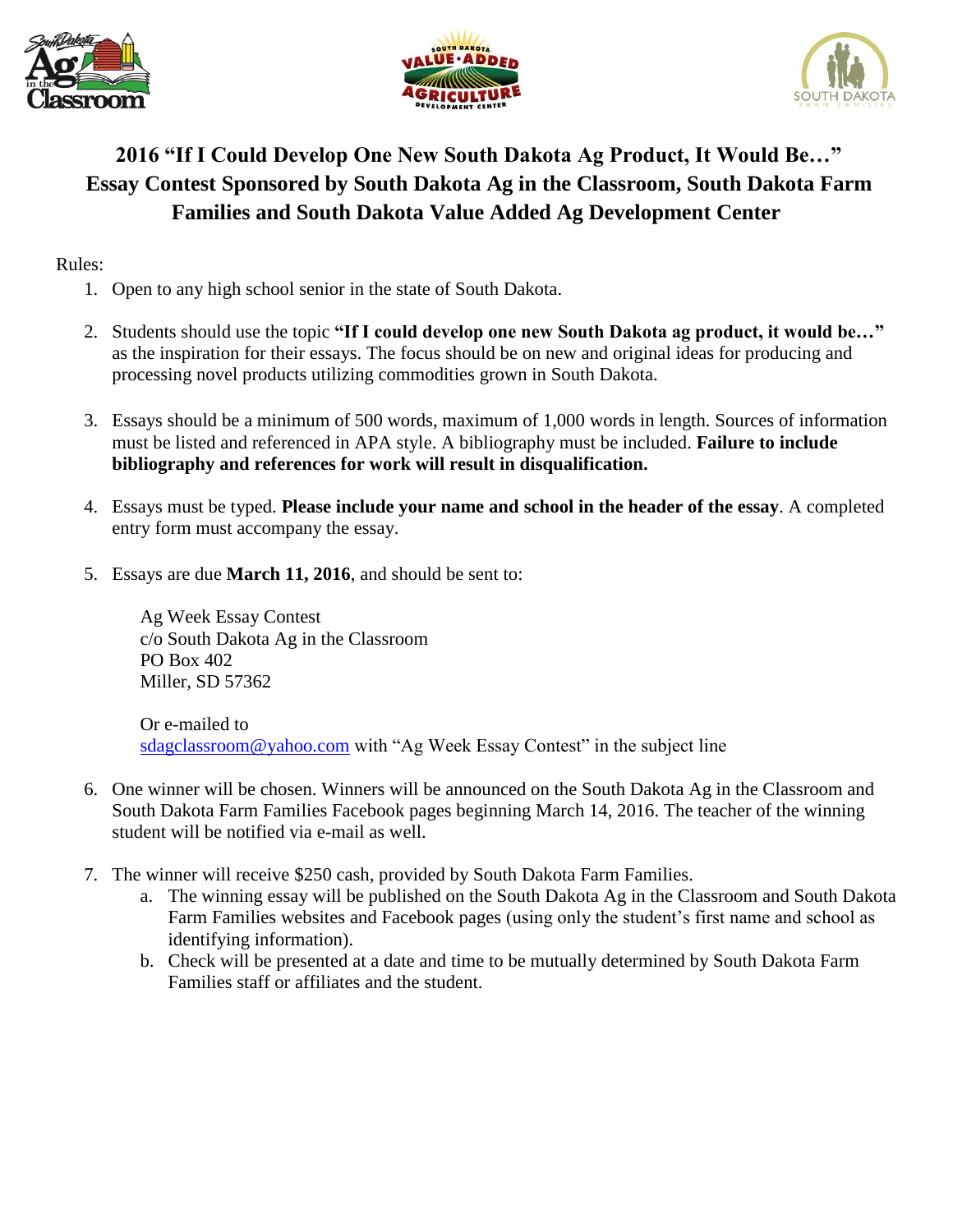# 2016 "If I Could Develop One New South Dakota Ag Product, It Would Be…" Essay Contest Sponsored by South Dakota Ag in the Classroom, South Dakota Farm Families and South Dakota Value Added Ag Development Center

Rules:

1. Open to any high school senior in the state of South Dakota.

2. Students should use the topic **"If I could develop one new South Dakota ag product, it would be…"** as the inspiration for their essays. The focus should be on new and original ideas for producing and processing novel products utilizing commodities grown in South Dakota.

3. Essays should be a minimum of 500 words, maximum of 1,000 words in length. Sources of information must be listed and referenced in APA style. A bibliography must be included. **Failure to include bibliography and references for work will result in disqualification.**

4. Essays must be typed. **Please include your name and school in the header of the essay**. A completed entry form must accompany the essay.

5. Essays are due **March 11, 2016**, and should be sent to:

   Ag Week Essay Contest
   c/o South Dakota Ag in the Classroom
   PO Box 402
   Miller, SD 57362

   Or e-mailed to
   sdagclassroom@yahoo.com with "Ag Week Essay Contest" in the subject line

6. One winner will be chosen. Winners will be announced on the South Dakota Ag in the Classroom and South Dakota Farm Families Facebook pages beginning March 14, 2016. The teacher of the winning student will be notified via e-mail as well.

7. The winner will receive $250 cash, provided by South Dakota Farm Families.
   a. The winning essay will be published on the South Dakota Ag in the Classroom and South Dakota Farm Families websites and Facebook pages (using only the student's first name and school as identifying information).
   b. Check will be presented at a date and time to be mutually determined by South Dakota Farm Families staff or affiliates and the student.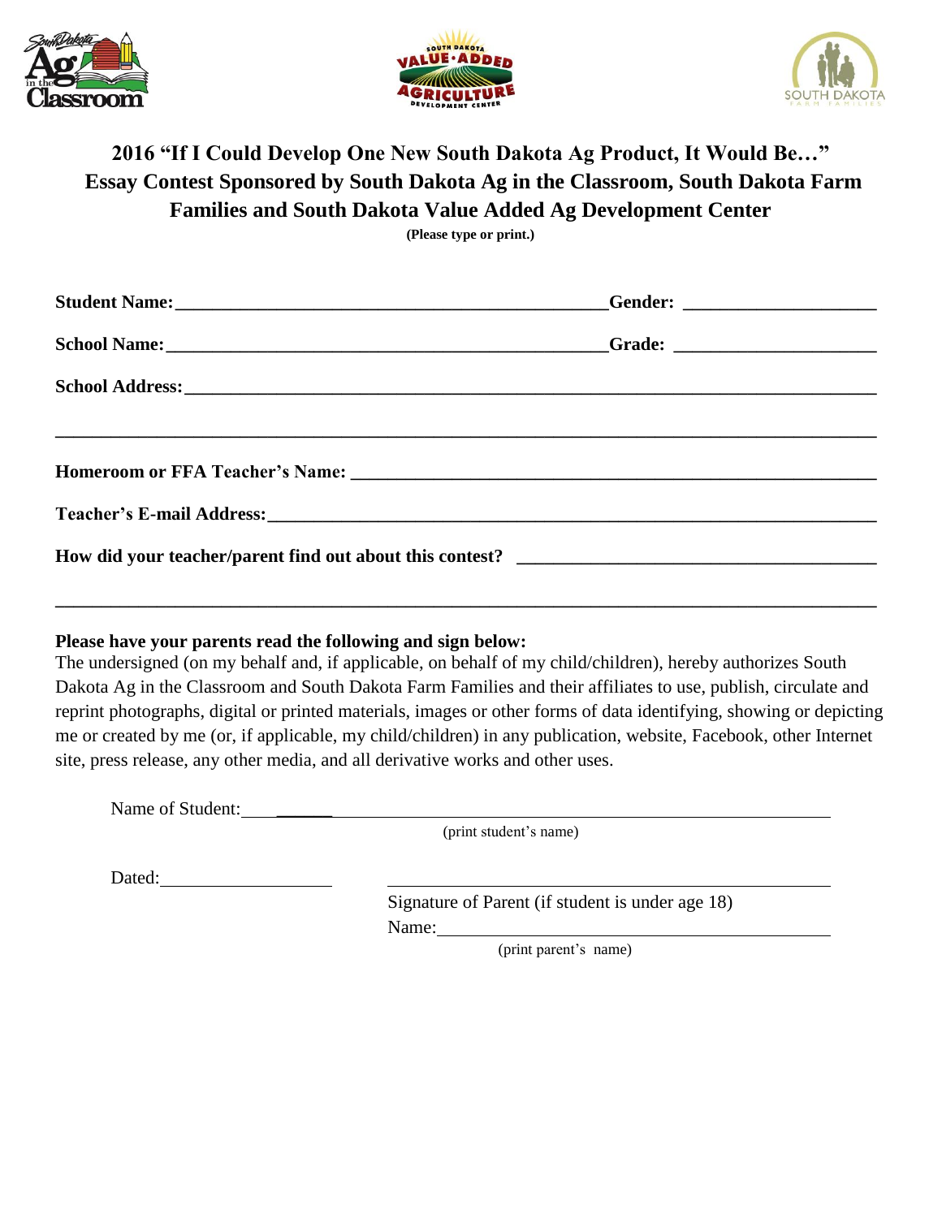# 2016 "If I Could Develop One New South Dakota Ag Product, It Would Be…" Essay Contest Sponsored by South Dakota Ag in the Classroom, South Dakota Farm Families and South Dakota Value Added Ag Development Center

**(Please type or print.)**

**Student Name:**_______________________________________________**Gender:** ____________________

**School Name:**_______________________________________________**Grade:** _____________________

**School Address:**___________________________________________________________________________

______________________________________________________________________________________

**Homeroom or FFA Teacher's Name:** ____________________________________________________

**Teacher's E-mail Address:**_____________________________________________________________

**How did your teacher/parent find out about this contest?** ______________________________________

______________________________________________________________________________________

**Please have your parents read the following and sign below:**

The undersigned (on my behalf and, if applicable, on behalf of my child/children), hereby authorizes South Dakota Ag in the Classroom and South Dakota Farm Families and their affiliates to use, publish, circulate and reprint photographs, digital or printed materials, images or other forms of data identifying, showing or depicting me or created by me (or, if applicable, my child/children) in any publication, website, Facebook, other Internet site, press release, any other media, and all derivative works and other uses.

Name of Student:______________________________________________________________

(print student's name)

Dated:___________________ ____________________________________________

Signature of Parent (if student is under age 18)

Name:_____________________________________

(print parent's name)